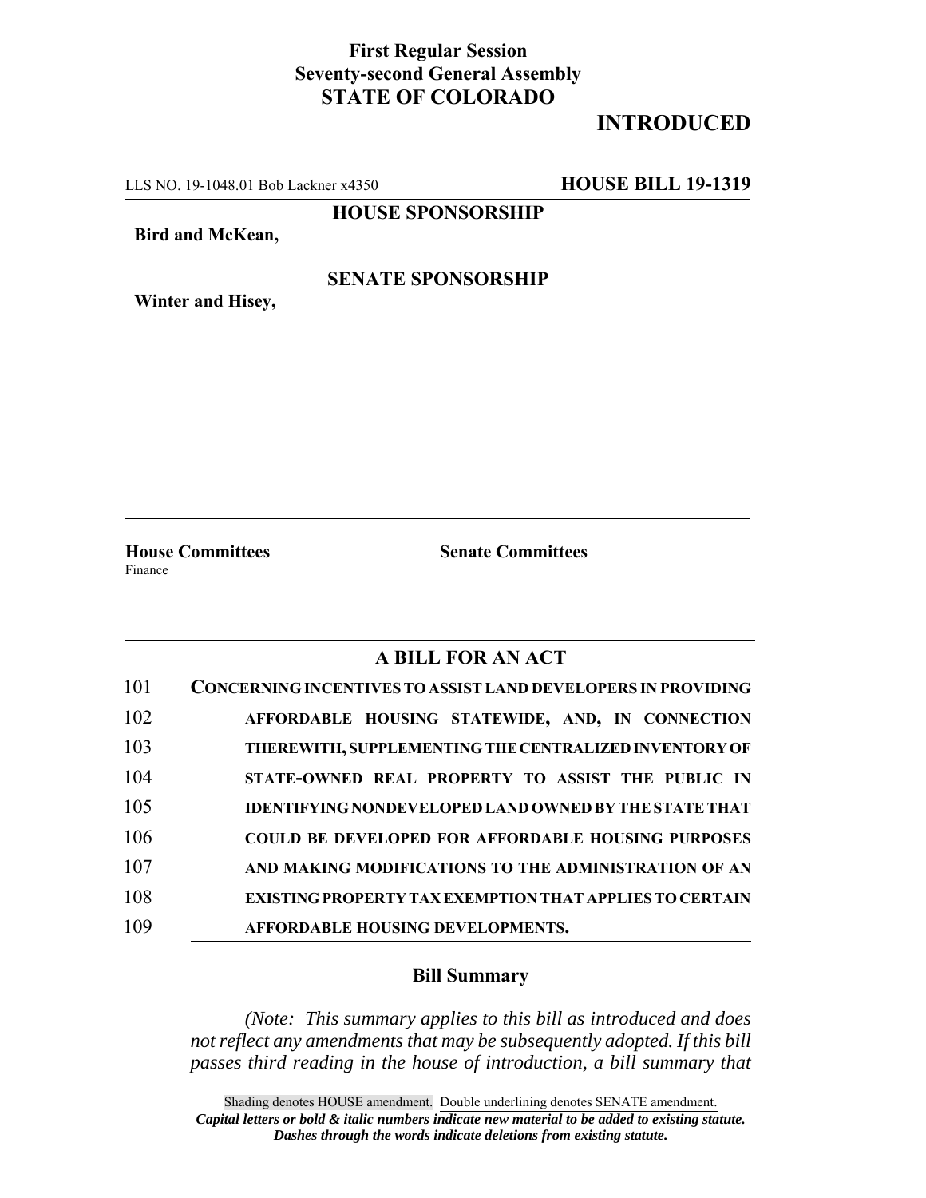**First Regular Session**
**Seventy-second General Assembly**
**STATE OF COLORADO**

# INTRODUCED

LLS NO. 19-1048.01 Bob Lackner x4350 **HOUSE BILL 19-1319**

**HOUSE SPONSORSHIP**

**Bird and McKean,**

**SENATE SPONSORSHIP**

**Winter and Hisey,**

**House Committees**
Finance

**Senate Committees**

## A BILL FOR AN ACT

101 **CONCERNING INCENTIVES TO ASSIST LAND DEVELOPERS IN PROVIDING**
102 **AFFORDABLE HOUSING STATEWIDE, AND, IN CONNECTION**
103 **THEREWITH, SUPPLEMENTING THE CENTRALIZED INVENTORY OF**
104 **STATE-OWNED REAL PROPERTY TO ASSIST THE PUBLIC IN**
105 **IDENTIFYING NONDEVELOPED LAND OWNED BY THE STATE THAT**
106 **COULD BE DEVELOPED FOR AFFORDABLE HOUSING PURPOSES**
107 **AND MAKING MODIFICATIONS TO THE ADMINISTRATION OF AN**
108 **EXISTING PROPERTY TAX EXEMPTION THAT APPLIES TO CERTAIN**
109 **AFFORDABLE HOUSING DEVELOPMENTS.**

### Bill Summary

*(Note: This summary applies to this bill as introduced and does not reflect any amendments that may be subsequently adopted. If this bill passes third reading in the house of introduction, a bill summary that*

Shading denotes HOUSE amendment. Double underlining denotes SENATE amendment.
***Capital letters or bold & italic numbers indicate new material to be added to existing statute.***
***Dashes through the words indicate deletions from existing statute.***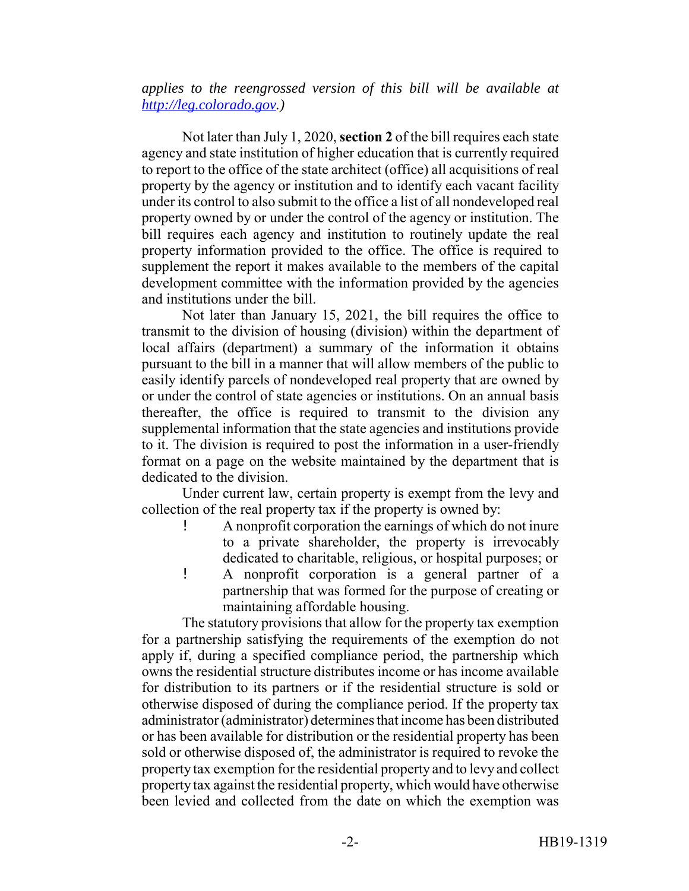*applies to the reengrossed version of this bill will be available at [http://leg.colorado.gov](http://leg.colorado.gov).)*

Not later than July 1, 2020, **section 2** of the bill requires each state agency and state institution of higher education that is currently required to report to the office of the state architect (office) all acquisitions of real property by the agency or institution and to identify each vacant facility under its control to also submit to the office a list of all nondeveloped real property owned by or under the control of the agency or institution. The bill requires each agency and institution to routinely update the real property information provided to the office. The office is required to supplement the report it makes available to the members of the capital development committee with the information provided by the agencies and institutions under the bill.

Not later than January 15, 2021, the bill requires the office to transmit to the division of housing (division) within the department of local affairs (department) a summary of the information it obtains pursuant to the bill in a manner that will allow members of the public to easily identify parcels of nondeveloped real property that are owned by or under the control of state agencies or institutions. On an annual basis thereafter, the office is required to transmit to the division any supplemental information that the state agencies and institutions provide to it. The division is required to post the information in a user-friendly format on a page on the website maintained by the department that is dedicated to the division.

Under current law, certain property is exempt from the levy and collection of the real property tax if the property is owned by:

- A nonprofit corporation the earnings of which do not inure to a private shareholder, the property is irrevocably dedicated to charitable, religious, or hospital purposes; or
- A nonprofit corporation is a general partner of a partnership that was formed for the purpose of creating or maintaining affordable housing.

The statutory provisions that allow for the property tax exemption for a partnership satisfying the requirements of the exemption do not apply if, during a specified compliance period, the partnership which owns the residential structure distributes income or has income available for distribution to its partners or if the residential structure is sold or otherwise disposed of during the compliance period. If the property tax administrator (administrator) determines that income has been distributed or has been available for distribution or the residential property has been sold or otherwise disposed of, the administrator is required to revoke the property tax exemption for the residential property and to levy and collect property tax against the residential property, which would have otherwise been levied and collected from the date on which the exemption was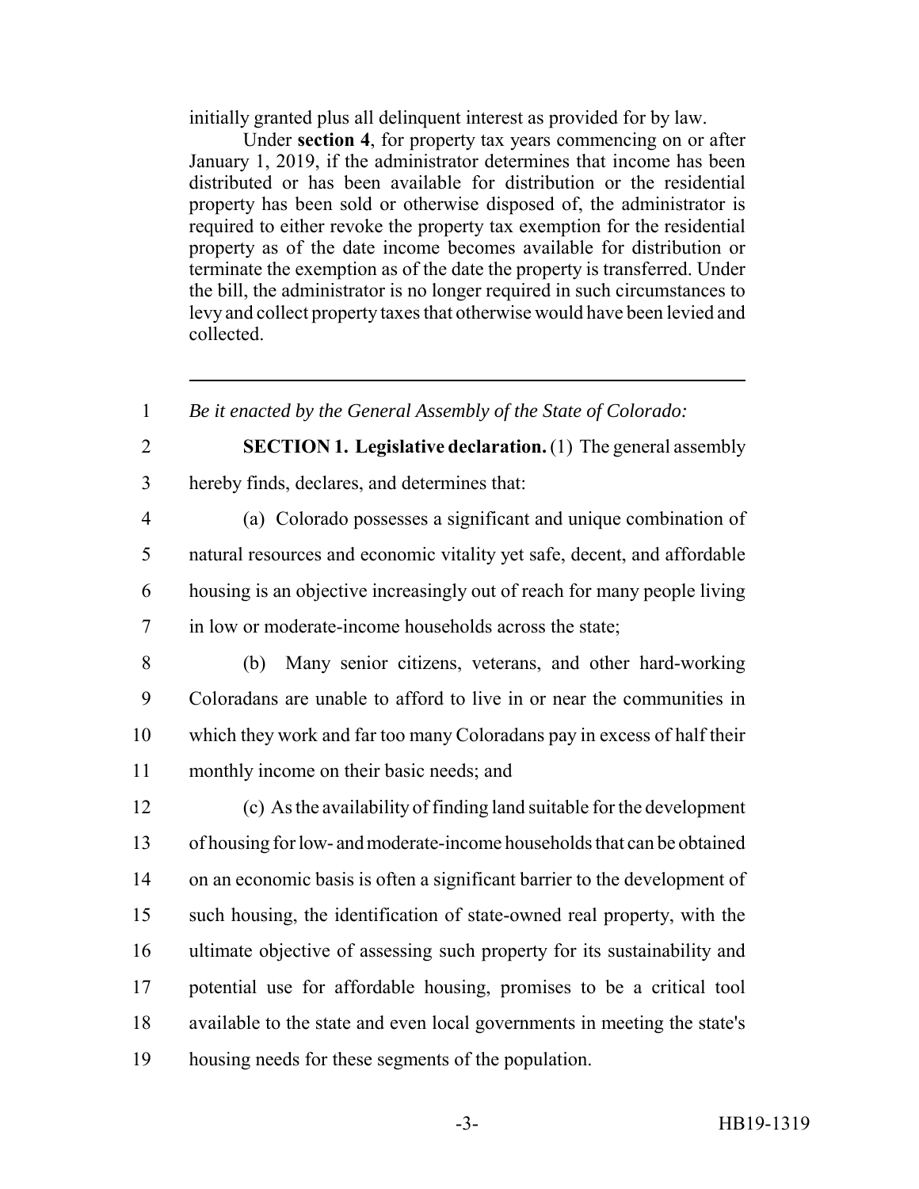initially granted plus all delinquent interest as provided for by law.

Under **section 4**, for property tax years commencing on or after January 1, 2019, if the administrator determines that income has been distributed or has been available for distribution or the residential property has been sold or otherwise disposed of, the administrator is required to either revoke the property tax exemption for the residential property as of the date income becomes available for distribution or terminate the exemption as of the date the property is transferred. Under the bill, the administrator is no longer required in such circumstances to levy and collect property taxes that otherwise would have been levied and collected.

---

1 *Be it enacted by the General Assembly of the State of Colorado:*

2 **SECTION 1. Legislative declaration.** (1) The general assembly
3 hereby finds, declares, and determines that:

4 (a) Colorado possesses a significant and unique combination of
5 natural resources and economic vitality yet safe, decent, and affordable
6 housing is an objective increasingly out of reach for many people living
7 in low or moderate-income households across the state;

8 (b) Many senior citizens, veterans, and other hard-working
9 Coloradans are unable to afford to live in or near the communities in
10 which they work and far too many Coloradans pay in excess of half their
11 monthly income on their basic needs; and

12 (c) As the availability of finding land suitable for the development
13 of housing for low- and moderate-income households that can be obtained
14 on an economic basis is often a significant barrier to the development of
15 such housing, the identification of state-owned real property, with the
16 ultimate objective of assessing such property for its sustainability and
17 potential use for affordable housing, promises to be a critical tool
18 available to the state and even local governments in meeting the state's
19 housing needs for these segments of the population.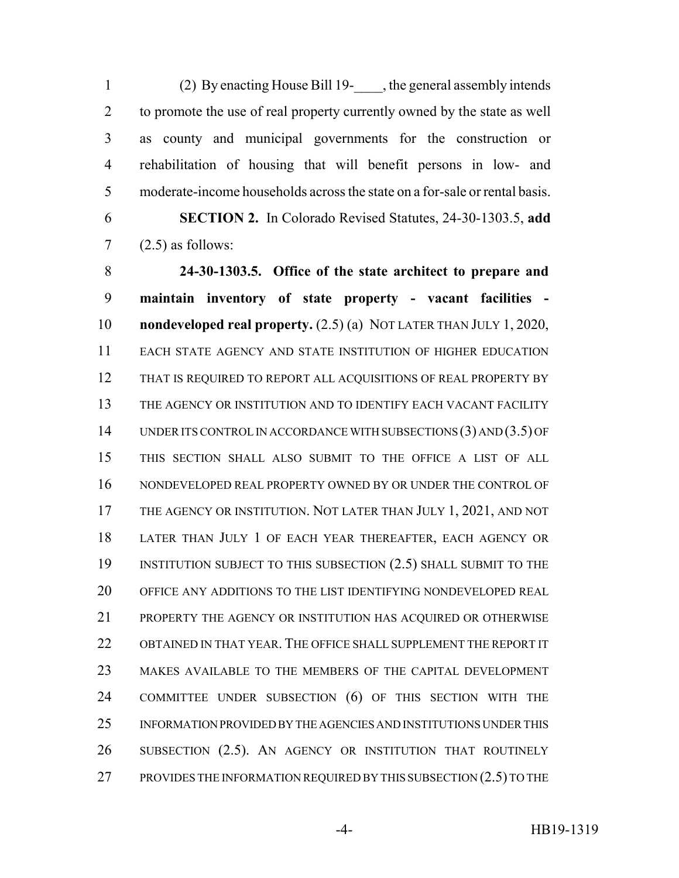(2) By enacting House Bill 19-____, the general assembly intends to promote the use of real property currently owned by the state as well as county and municipal governments for the construction or rehabilitation of housing that will benefit persons in low- and moderate-income households across the state on a for-sale or rental basis.

**SECTION 2.** In Colorado Revised Statutes, 24-30-1303.5, **add** (2.5) as follows:

**24-30-1303.5. Office of the state architect to prepare and maintain inventory of state property - vacant facilities - nondeveloped real property.** (2.5) (a) NOT LATER THAN JULY 1, 2020, EACH STATE AGENCY AND STATE INSTITUTION OF HIGHER EDUCATION THAT IS REQUIRED TO REPORT ALL ACQUISITIONS OF REAL PROPERTY BY THE AGENCY OR INSTITUTION AND TO IDENTIFY EACH VACANT FACILITY UNDER ITS CONTROL IN ACCORDANCE WITH SUBSECTIONS (3) AND (3.5) OF THIS SECTION SHALL ALSO SUBMIT TO THE OFFICE A LIST OF ALL NONDEVELOPED REAL PROPERTY OWNED BY OR UNDER THE CONTROL OF THE AGENCY OR INSTITUTION. NOT LATER THAN JULY 1, 2021, AND NOT LATER THAN JULY 1 OF EACH YEAR THEREAFTER, EACH AGENCY OR INSTITUTION SUBJECT TO THIS SUBSECTION (2.5) SHALL SUBMIT TO THE OFFICE ANY ADDITIONS TO THE LIST IDENTIFYING NONDEVELOPED REAL PROPERTY THE AGENCY OR INSTITUTION HAS ACQUIRED OR OTHERWISE OBTAINED IN THAT YEAR. THE OFFICE SHALL SUPPLEMENT THE REPORT IT MAKES AVAILABLE TO THE MEMBERS OF THE CAPITAL DEVELOPMENT COMMITTEE UNDER SUBSECTION (6) OF THIS SECTION WITH THE INFORMATION PROVIDED BY THE AGENCIES AND INSTITUTIONS UNDER THIS SUBSECTION (2.5). AN AGENCY OR INSTITUTION THAT ROUTINELY PROVIDES THE INFORMATION REQUIRED BY THIS SUBSECTION (2.5) TO THE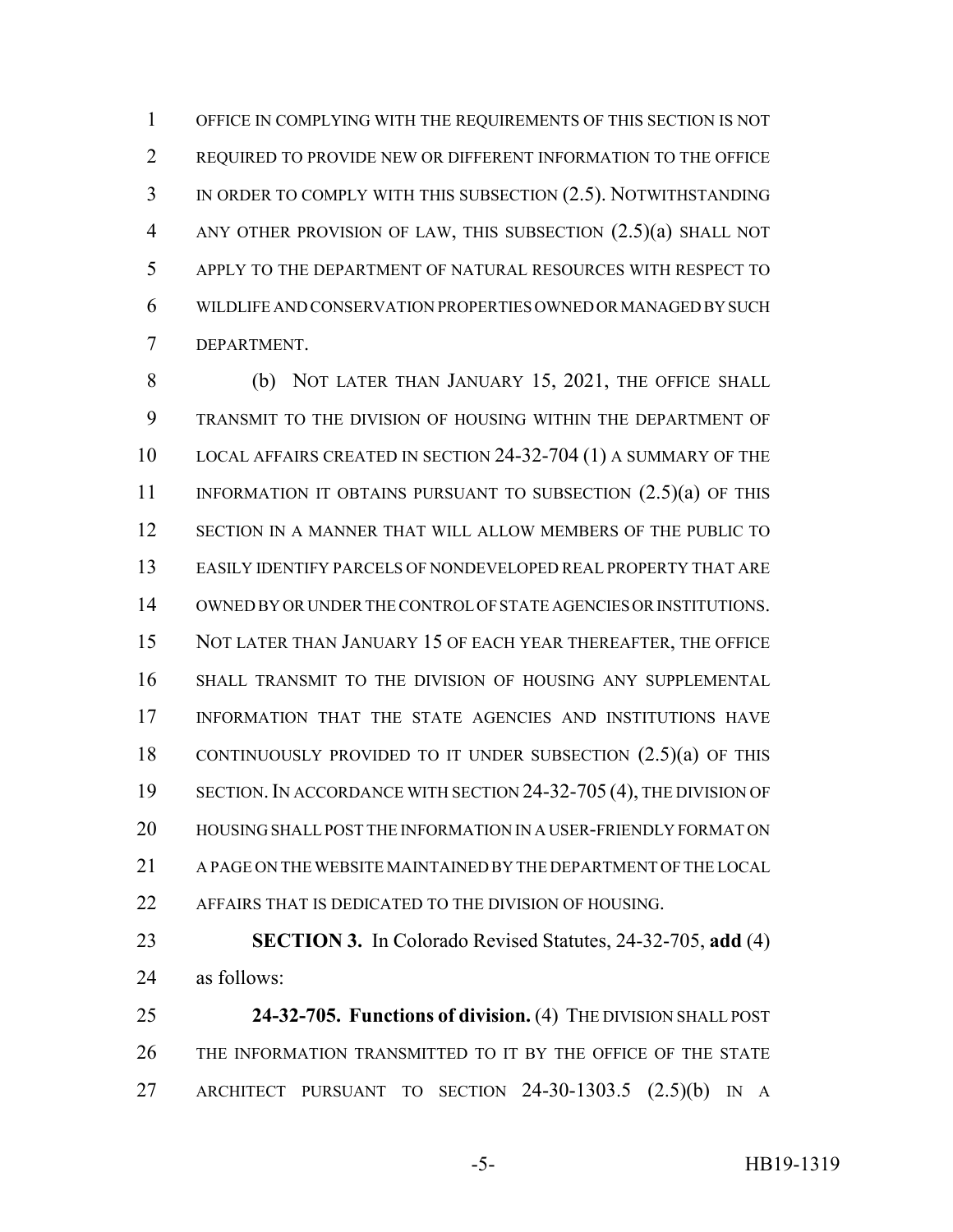OFFICE IN COMPLYING WITH THE REQUIREMENTS OF THIS SECTION IS NOT REQUIRED TO PROVIDE NEW OR DIFFERENT INFORMATION TO THE OFFICE IN ORDER TO COMPLY WITH THIS SUBSECTION (2.5). NOTWITHSTANDING ANY OTHER PROVISION OF LAW, THIS SUBSECTION (2.5)(a) SHALL NOT APPLY TO THE DEPARTMENT OF NATURAL RESOURCES WITH RESPECT TO WILDLIFE AND CONSERVATION PROPERTIES OWNED OR MANAGED BY SUCH DEPARTMENT.

(b) NOT LATER THAN JANUARY 15, 2021, THE OFFICE SHALL TRANSMIT TO THE DIVISION OF HOUSING WITHIN THE DEPARTMENT OF LOCAL AFFAIRS CREATED IN SECTION 24-32-704 (1) A SUMMARY OF THE INFORMATION IT OBTAINS PURSUANT TO SUBSECTION (2.5)(a) OF THIS SECTION IN A MANNER THAT WILL ALLOW MEMBERS OF THE PUBLIC TO EASILY IDENTIFY PARCELS OF NONDEVELOPED REAL PROPERTY THAT ARE OWNED BY OR UNDER THE CONTROL OF STATE AGENCIES OR INSTITUTIONS. NOT LATER THAN JANUARY 15 OF EACH YEAR THEREAFTER, THE OFFICE SHALL TRANSMIT TO THE DIVISION OF HOUSING ANY SUPPLEMENTAL INFORMATION THAT THE STATE AGENCIES AND INSTITUTIONS HAVE CONTINUOUSLY PROVIDED TO IT UNDER SUBSECTION (2.5)(a) OF THIS SECTION. IN ACCORDANCE WITH SECTION 24-32-705 (4), THE DIVISION OF HOUSING SHALL POST THE INFORMATION IN A USER-FRIENDLY FORMAT ON A PAGE ON THE WEBSITE MAINTAINED BY THE DEPARTMENT OF THE LOCAL AFFAIRS THAT IS DEDICATED TO THE DIVISION OF HOUSING.

**SECTION 3.** In Colorado Revised Statutes, 24-32-705, **add** (4) as follows:

**24-32-705. Functions of division.** (4) THE DIVISION SHALL POST THE INFORMATION TRANSMITTED TO IT BY THE OFFICE OF THE STATE ARCHITECT PURSUANT TO SECTION 24-30-1303.5 (2.5)(b) IN A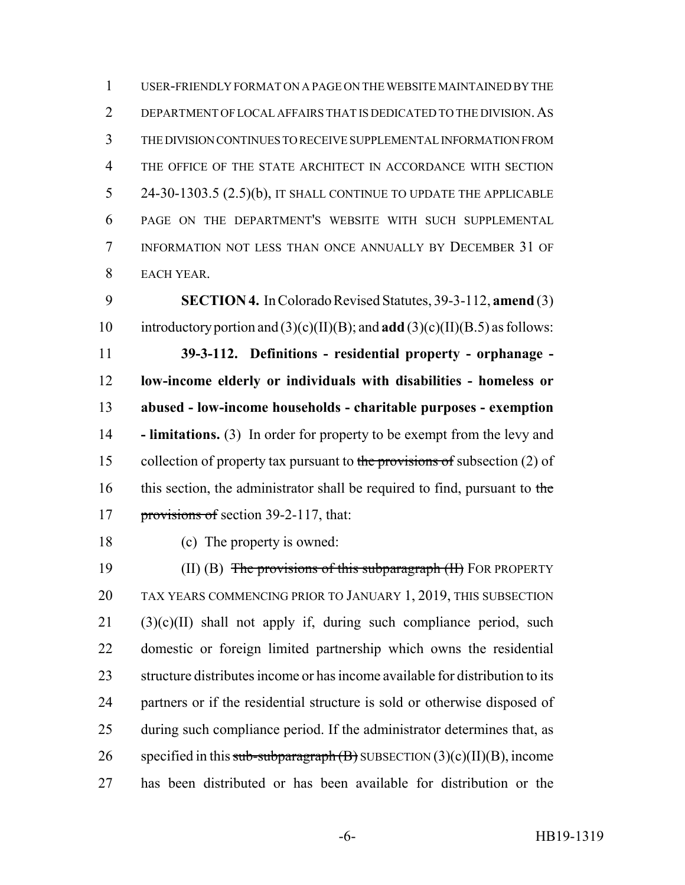USER-FRIENDLY FORMAT ON A PAGE ON THE WEBSITE MAINTAINED BY THE DEPARTMENT OF LOCAL AFFAIRS THAT IS DEDICATED TO THE DIVISION. AS THE DIVISION CONTINUES TO RECEIVE SUPPLEMENTAL INFORMATION FROM THE OFFICE OF THE STATE ARCHITECT IN ACCORDANCE WITH SECTION 24-30-1303.5 (2.5)(b), IT SHALL CONTINUE TO UPDATE THE APPLICABLE PAGE ON THE DEPARTMENT'S WEBSITE WITH SUCH SUPPLEMENTAL INFORMATION NOT LESS THAN ONCE ANNUALLY BY DECEMBER 31 OF EACH YEAR.

**SECTION 4.** In Colorado Revised Statutes, 39-3-112, **amend** (3) introductory portion and (3)(c)(II)(B); and **add** (3)(c)(II)(B.5) as follows:

**39-3-112. Definitions - residential property - orphanage - low-income elderly or individuals with disabilities - homeless or abused - low-income households - charitable purposes - exemption - limitations.** (3) In order for property to be exempt from the levy and collection of property tax pursuant to ~~the provisions of~~ subsection (2) of this section, the administrator shall be required to find, pursuant to ~~the provisions of~~ section 39-2-117, that:

(c) The property is owned:

(II) (B) ~~The provisions of this subparagraph (II)~~ FOR PROPERTY TAX YEARS COMMENCING PRIOR TO JANUARY 1, 2019, THIS SUBSECTION (3)(c)(II) shall not apply if, during such compliance period, such domestic or foreign limited partnership which owns the residential structure distributes income or has income available for distribution to its partners or if the residential structure is sold or otherwise disposed of during such compliance period. If the administrator determines that, as specified in this ~~sub-subparagraph (B)~~ SUBSECTION (3)(c)(II)(B), income has been distributed or has been available for distribution or the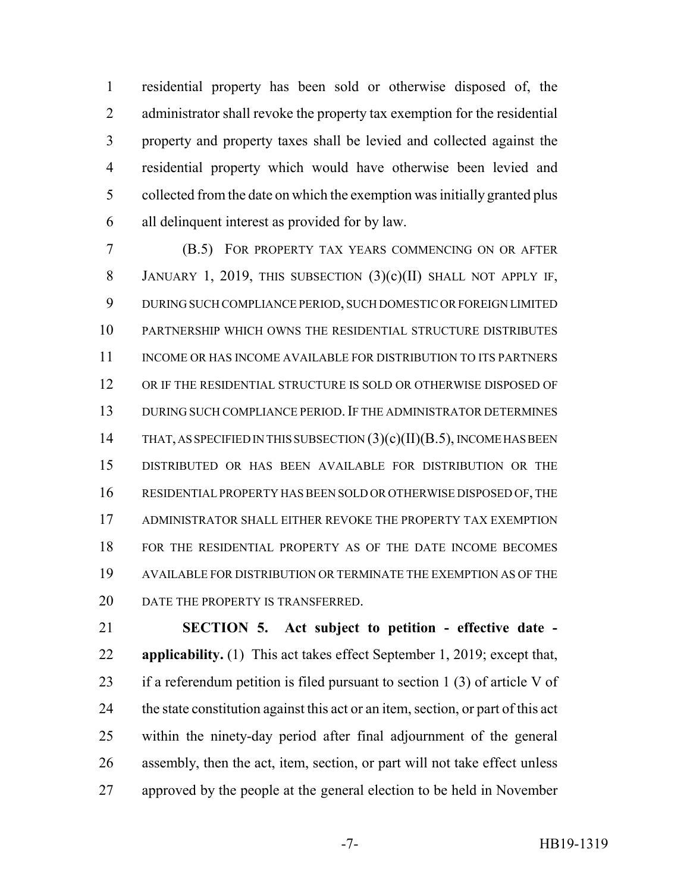residential property has been sold or otherwise disposed of, the administrator shall revoke the property tax exemption for the residential property and property taxes shall be levied and collected against the residential property which would have otherwise been levied and collected from the date on which the exemption was initially granted plus all delinquent interest as provided for by law.

(B.5) FOR PROPERTY TAX YEARS COMMENCING ON OR AFTER JANUARY 1, 2019, THIS SUBSECTION (3)(c)(II) SHALL NOT APPLY IF, DURING SUCH COMPLIANCE PERIOD, SUCH DOMESTIC OR FOREIGN LIMITED PARTNERSHIP WHICH OWNS THE RESIDENTIAL STRUCTURE DISTRIBUTES INCOME OR HAS INCOME AVAILABLE FOR DISTRIBUTION TO ITS PARTNERS OR IF THE RESIDENTIAL STRUCTURE IS SOLD OR OTHERWISE DISPOSED OF DURING SUCH COMPLIANCE PERIOD. IF THE ADMINISTRATOR DETERMINES THAT, AS SPECIFIED IN THIS SUBSECTION (3)(c)(II)(B.5), INCOME HAS BEEN DISTRIBUTED OR HAS BEEN AVAILABLE FOR DISTRIBUTION OR THE RESIDENTIAL PROPERTY HAS BEEN SOLD OR OTHERWISE DISPOSED OF, THE ADMINISTRATOR SHALL EITHER REVOKE THE PROPERTY TAX EXEMPTION FOR THE RESIDENTIAL PROPERTY AS OF THE DATE INCOME BECOMES AVAILABLE FOR DISTRIBUTION OR TERMINATE THE EXEMPTION AS OF THE DATE THE PROPERTY IS TRANSFERRED.

**SECTION 5. Act subject to petition - effective date - applicability.** (1) This act takes effect September 1, 2019; except that, if a referendum petition is filed pursuant to section 1 (3) of article V of the state constitution against this act or an item, section, or part of this act within the ninety-day period after final adjournment of the general assembly, then the act, item, section, or part will not take effect unless approved by the people at the general election to be held in November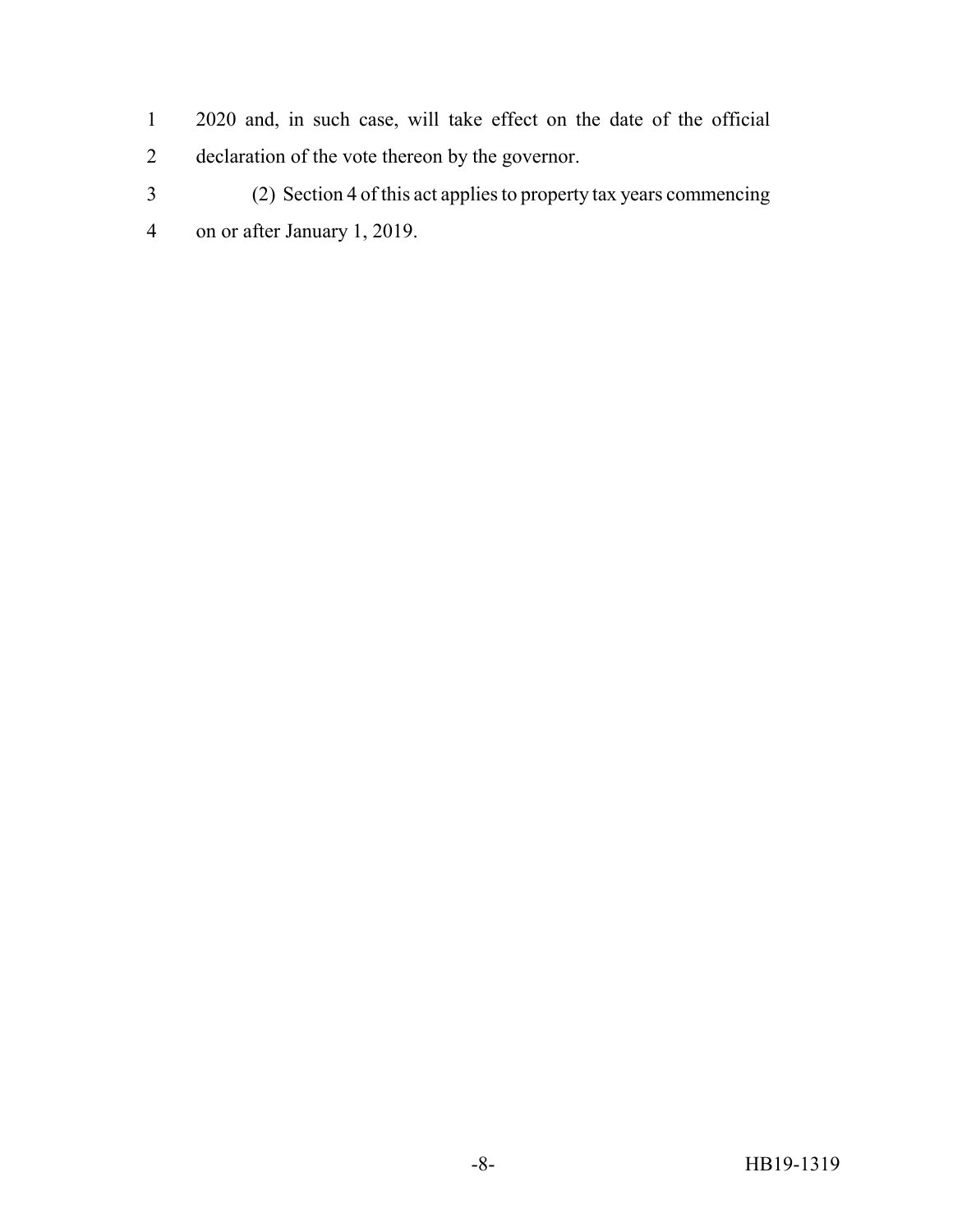2020 and, in such case, will take effect on the date of the official declaration of the vote thereon by the governor.

(2) Section 4 of this act applies to property tax years commencing on or after January 1, 2019.